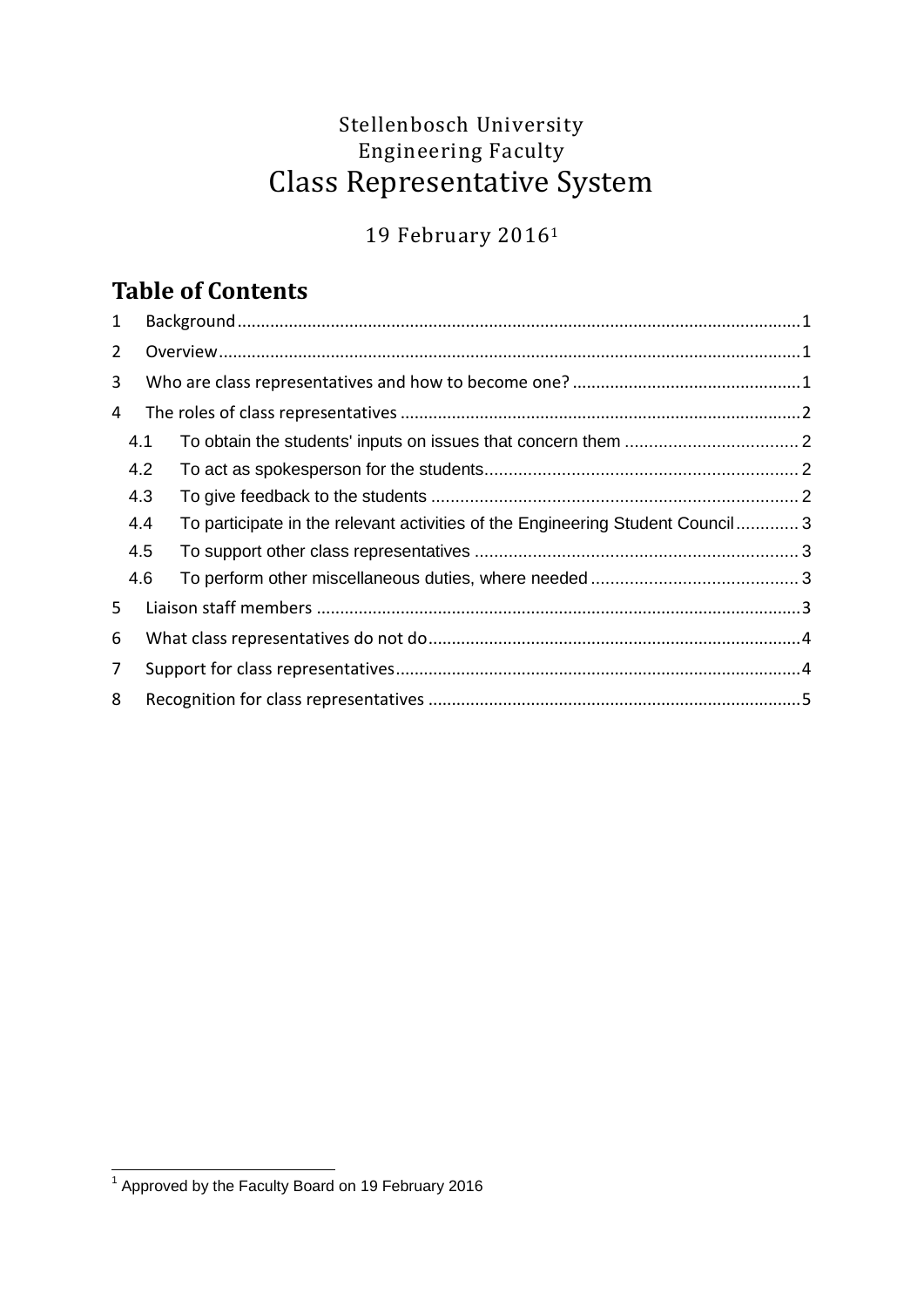Stellenbosch University
Engineering Faculty

# Class Representative System

19 February 2016[1]

## Table of Contents

1 Background ..... 1
2 Overview ..... 1
3 Who are class representatives and how to become one? ..... 1
4 The roles of class representatives ..... 2
- 4.1 To obtain the students' inputs on issues that concern them ..... 2
- 4.2 To act as spokesperson for the students ..... 2
- 4.3 To give feedback to the students ..... 2
- 4.4 To participate in the relevant activities of the Engineering Student Council ..... 3
- 4.5 To support other class representatives ..... 3
- 4.6 To perform other miscellaneous duties, where needed ..... 3

5 Liaison staff members ..... 3
6 What class representatives do not do ..... 4
7 Support for class representatives ..... 4
8 Recognition for class representatives ..... 5

[1] Approved by the Faculty Board on 19 February 2016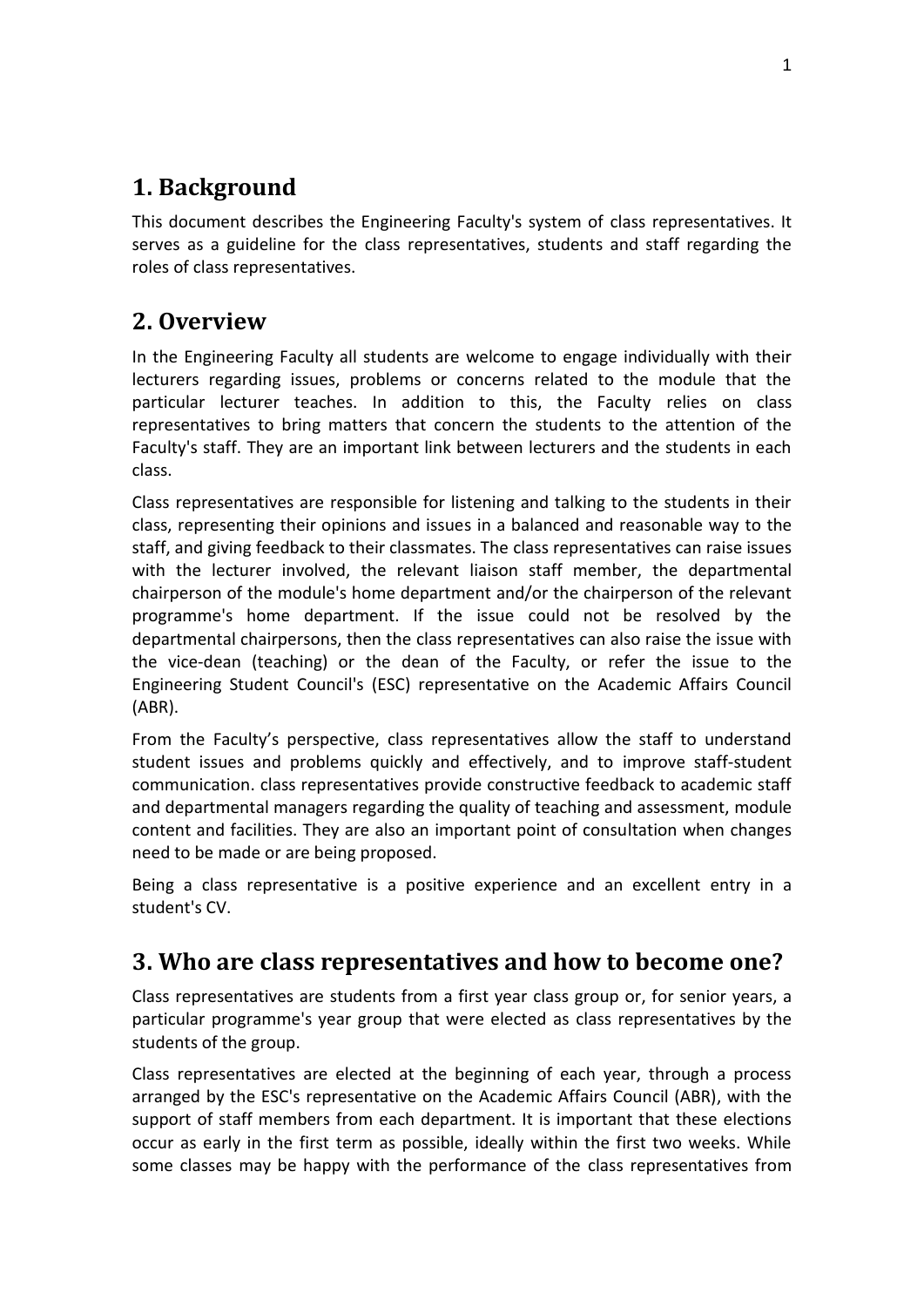## 1. Background

This document describes the Engineering Faculty's system of class representatives. It serves as a guideline for the class representatives, students and staff regarding the roles of class representatives.

## 2. Overview

In the Engineering Faculty all students are welcome to engage individually with their lecturers regarding issues, problems or concerns related to the module that the particular lecturer teaches. In addition to this, the Faculty relies on class representatives to bring matters that concern the students to the attention of the Faculty's staff. They are an important link between lecturers and the students in each class.

Class representatives are responsible for listening and talking to the students in their class, representing their opinions and issues in a balanced and reasonable way to the staff, and giving feedback to their classmates. The class representatives can raise issues with the lecturer involved, the relevant liaison staff member, the departmental chairperson of the module's home department and/or the chairperson of the relevant programme's home department. If the issue could not be resolved by the departmental chairpersons, then the class representatives can also raise the issue with the vice-dean (teaching) or the dean of the Faculty, or refer the issue to the Engineering Student Council's (ESC) representative on the Academic Affairs Council (ABR).

From the Faculty's perspective, class representatives allow the staff to understand student issues and problems quickly and effectively, and to improve staff-student communication. class representatives provide constructive feedback to academic staff and departmental managers regarding the quality of teaching and assessment, module content and facilities. They are also an important point of consultation when changes need to be made or are being proposed.

Being a class representative is a positive experience and an excellent entry in a student's CV.

## 3. Who are class representatives and how to become one?

Class representatives are students from a first year class group or, for senior years, a particular programme's year group that were elected as class representatives by the students of the group.

Class representatives are elected at the beginning of each year, through a process arranged by the ESC's representative on the Academic Affairs Council (ABR), with the support of staff members from each department. It is important that these elections occur as early in the first term as possible, ideally within the first two weeks. While some classes may be happy with the performance of the class representatives from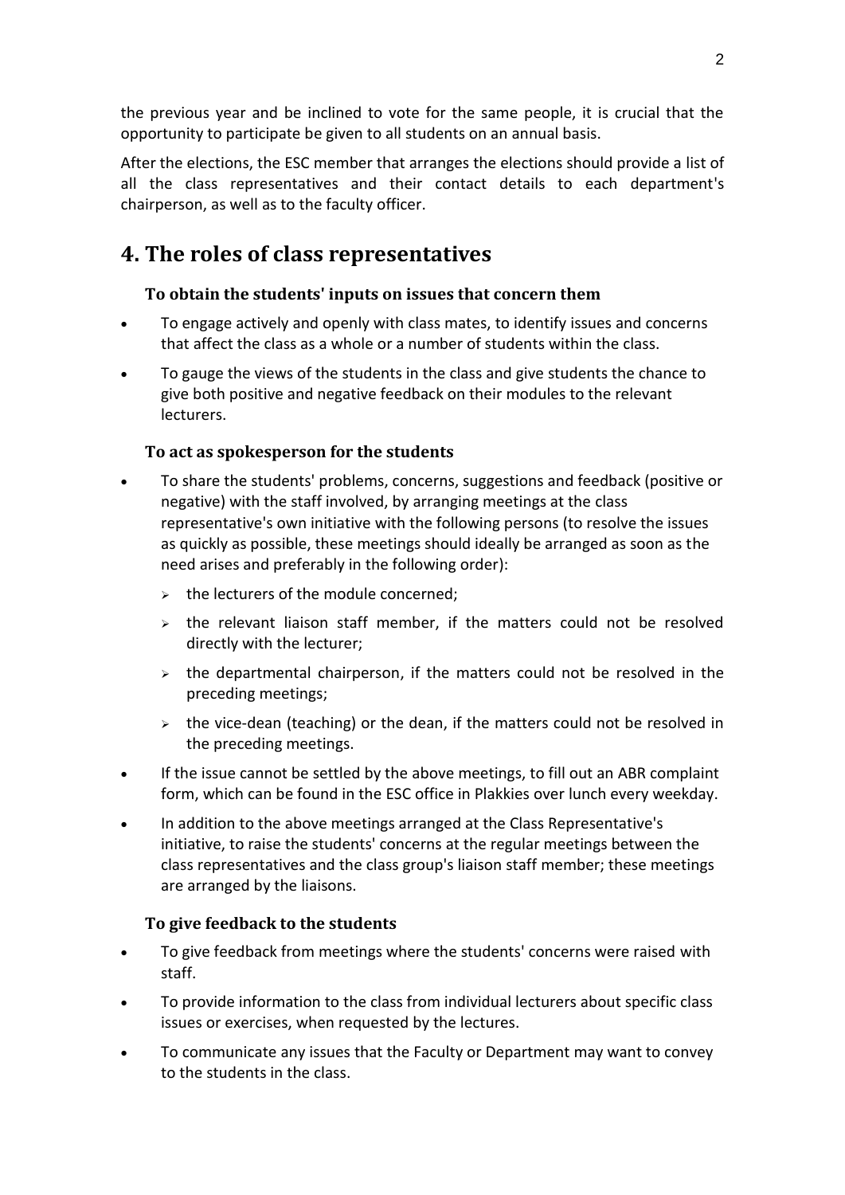the previous year and be inclined to vote for the same people, it is crucial that the opportunity to participate be given to all students on an annual basis.

After the elections, the ESC member that arranges the elections should provide a list of all the class representatives and their contact details to each department's chairperson, as well as to the faculty officer.

# 4. The roles of class representatives

### To obtain the students' inputs on issues that concern them

- To engage actively and openly with class mates, to identify issues and concerns that affect the class as a whole or a number of students within the class.
- To gauge the views of the students in the class and give students the chance to give both positive and negative feedback on their modules to the relevant lecturers.

### To act as spokesperson for the students

- To share the students' problems, concerns, suggestions and feedback (positive or negative) with the staff involved, by arranging meetings at the class representative's own initiative with the following persons (to resolve the issues as quickly as possible, these meetings should ideally be arranged as soon as the need arises and preferably in the following order):
  - the lecturers of the module concerned;
  - the relevant liaison staff member, if the matters could not be resolved directly with the lecturer;
  - the departmental chairperson, if the matters could not be resolved in the preceding meetings;
  - the vice-dean (teaching) or the dean, if the matters could not be resolved in the preceding meetings.
- If the issue cannot be settled by the above meetings, to fill out an ABR complaint form, which can be found in the ESC office in Plakkies over lunch every weekday.
- In addition to the above meetings arranged at the Class Representative's initiative, to raise the students' concerns at the regular meetings between the class representatives and the class group's liaison staff member; these meetings are arranged by the liaisons.

### To give feedback to the students

- To give feedback from meetings where the students' concerns were raised with staff.
- To provide information to the class from individual lecturers about specific class issues or exercises, when requested by the lectures.
- To communicate any issues that the Faculty or Department may want to convey to the students in the class.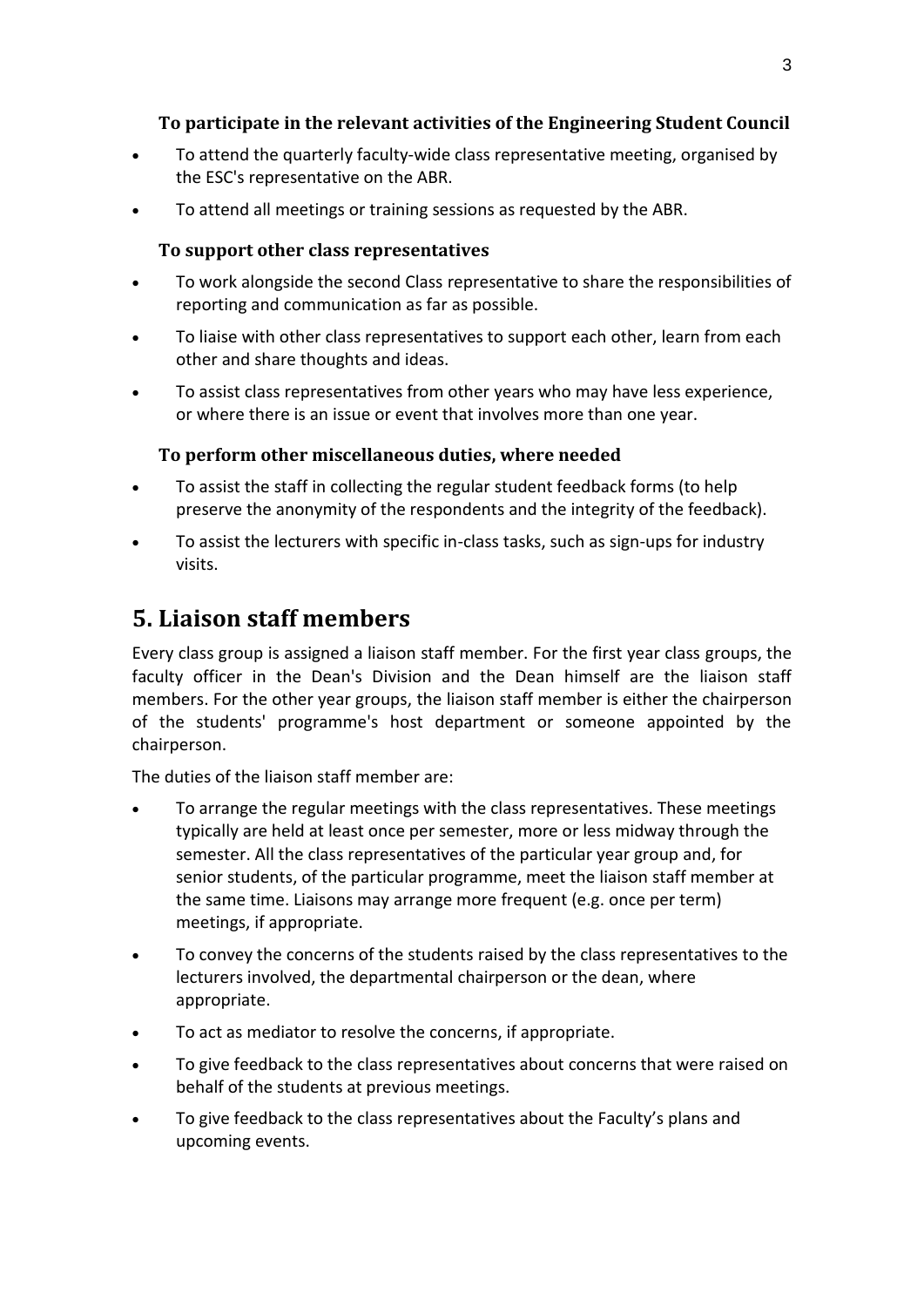### To participate in the relevant activities of the Engineering Student Council

- To attend the quarterly faculty-wide class representative meeting, organised by the ESC's representative on the ABR.
- To attend all meetings or training sessions as requested by the ABR.

### To support other class representatives

- To work alongside the second Class representative to share the responsibilities of reporting and communication as far as possible.
- To liaise with other class representatives to support each other, learn from each other and share thoughts and ideas.
- To assist class representatives from other years who may have less experience, or where there is an issue or event that involves more than one year.

### To perform other miscellaneous duties, where needed

- To assist the staff in collecting the regular student feedback forms (to help preserve the anonymity of the respondents and the integrity of the feedback).
- To assist the lecturers with specific in-class tasks, such as sign-ups for industry visits.

## 5. Liaison staff members

Every class group is assigned a liaison staff member. For the first year class groups, the faculty officer in the Dean's Division and the Dean himself are the liaison staff members. For the other year groups, the liaison staff member is either the chairperson of the students' programme's host department or someone appointed by the chairperson.

The duties of the liaison staff member are:

- To arrange the regular meetings with the class representatives. These meetings typically are held at least once per semester, more or less midway through the semester. All the class representatives of the particular year group and, for senior students, of the particular programme, meet the liaison staff member at the same time. Liaisons may arrange more frequent (e.g. once per term) meetings, if appropriate.
- To convey the concerns of the students raised by the class representatives to the lecturers involved, the departmental chairperson or the dean, where appropriate.
- To act as mediator to resolve the concerns, if appropriate.
- To give feedback to the class representatives about concerns that were raised on behalf of the students at previous meetings.
- To give feedback to the class representatives about the Faculty's plans and upcoming events.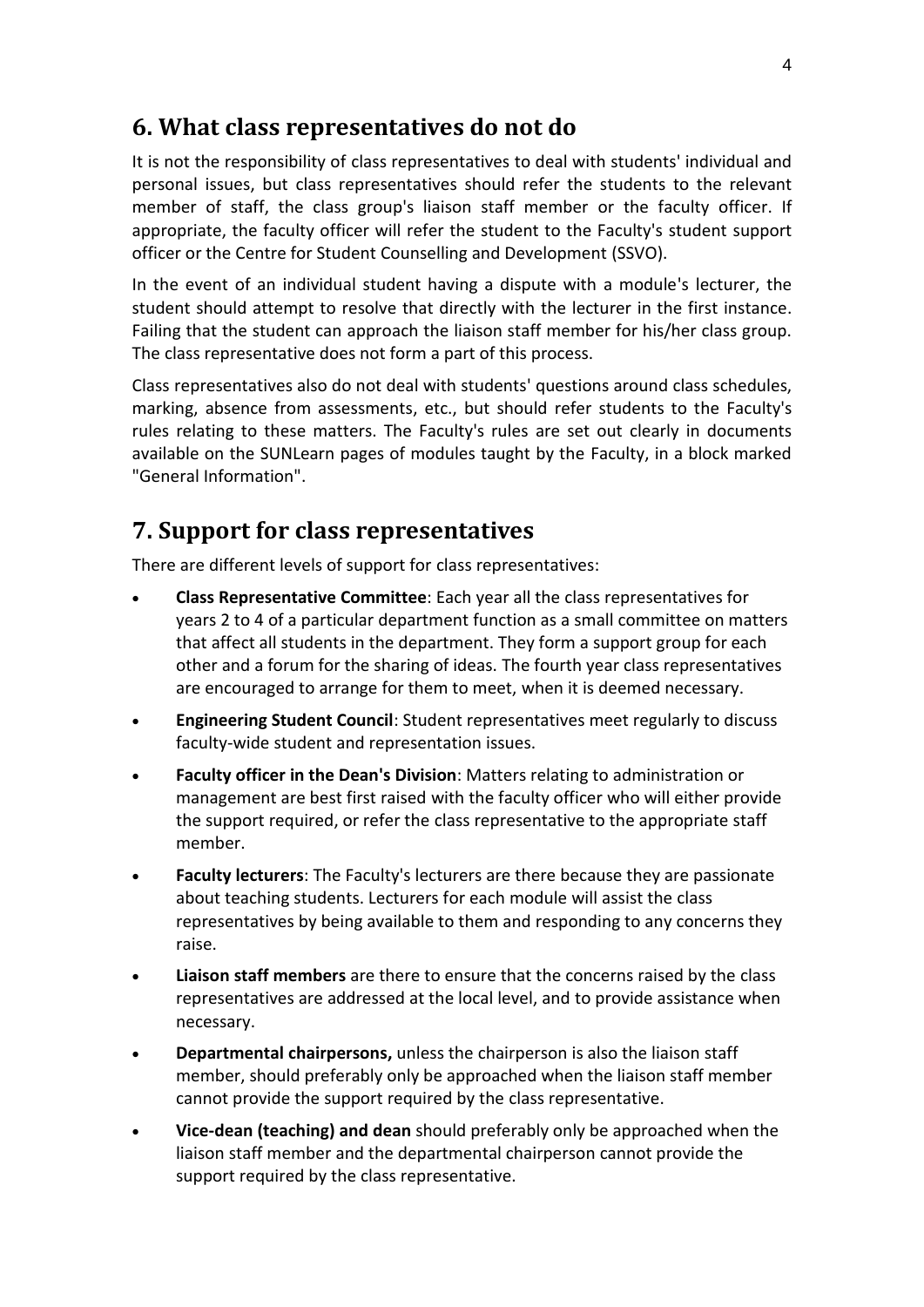## 6. What class representatives do not do

It is not the responsibility of class representatives to deal with students' individual and personal issues, but class representatives should refer the students to the relevant member of staff, the class group's liaison staff member or the faculty officer. If appropriate, the faculty officer will refer the student to the Faculty's student support officer or the Centre for Student Counselling and Development (SSVO).

In the event of an individual student having a dispute with a module's lecturer, the student should attempt to resolve that directly with the lecturer in the first instance. Failing that the student can approach the liaison staff member for his/her class group. The class representative does not form a part of this process.

Class representatives also do not deal with students' questions around class schedules, marking, absence from assessments, etc., but should refer students to the Faculty's rules relating to these matters. The Faculty's rules are set out clearly in documents available on the SUNLearn pages of modules taught by the Faculty, in a block marked "General Information".

## 7. Support for class representatives

There are different levels of support for class representatives:

- **Class Representative Committee**: Each year all the class representatives for years 2 to 4 of a particular department function as a small committee on matters that affect all students in the department. They form a support group for each other and a forum for the sharing of ideas. The fourth year class representatives are encouraged to arrange for them to meet, when it is deemed necessary.
- **Engineering Student Council**: Student representatives meet regularly to discuss faculty-wide student and representation issues.
- **Faculty officer in the Dean's Division**: Matters relating to administration or management are best first raised with the faculty officer who will either provide the support required, or refer the class representative to the appropriate staff member.
- **Faculty lecturers**: The Faculty's lecturers are there because they are passionate about teaching students. Lecturers for each module will assist the class representatives by being available to them and responding to any concerns they raise.
- **Liaison staff members** are there to ensure that the concerns raised by the class representatives are addressed at the local level, and to provide assistance when necessary.
- **Departmental chairpersons,** unless the chairperson is also the liaison staff member, should preferably only be approached when the liaison staff member cannot provide the support required by the class representative.
- **Vice-dean (teaching) and dean** should preferably only be approached when the liaison staff member and the departmental chairperson cannot provide the support required by the class representative.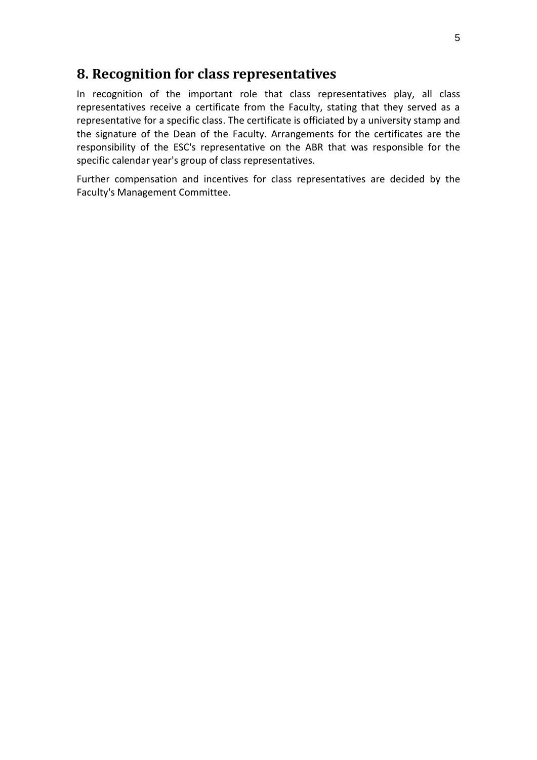## 8. Recognition for class representatives

In recognition of the important role that class representatives play, all class representatives receive a certificate from the Faculty, stating that they served as a representative for a specific class. The certificate is officiated by a university stamp and the signature of the Dean of the Faculty. Arrangements for the certificates are the responsibility of the ESC's representative on the ABR that was responsible for the specific calendar year's group of class representatives.

Further compensation and incentives for class representatives are decided by the Faculty's Management Committee.